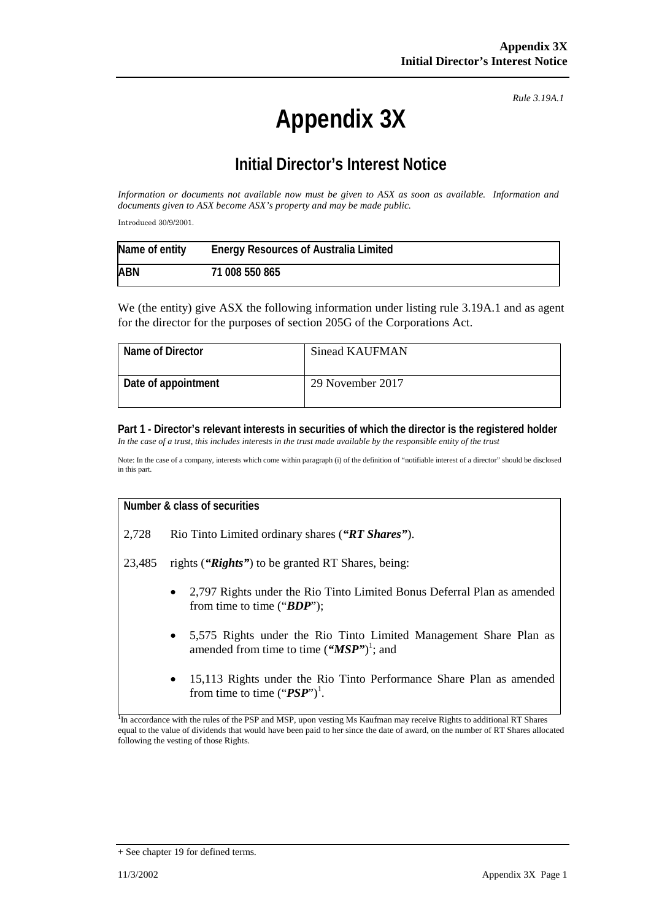*Rule 3.19A.1*

# Appendix 3X

## Initial Director's Interest Notice

*Information or documents not available now must be given to ASX as soon as available. Information and documents given to ASX become ASX's property and may be made public.*

Introduced 30/9/2001.

| Name of entity | Energy Resources of Australia Limited |
|---|---|
| ABN | 71 008 550 865 |

We (the entity) give ASX the following information under listing rule 3.19A.1 and as agent for the director for the purposes of section 205G of the Corporations Act.

| Name of Director | Sinead KAUFMAN |
|---|---|
| Date of appointment | 29 November 2017 |

**Part 1 - Director's relevant interests in securities of which the director is the registered holder**
*In the case of a trust, this includes interests in the trust made available by the responsible entity of the trust*

Note: In the case of a company, interests which come within paragraph (i) of the definition of "notifiable interest of a director" should be disclosed in this part.

**Number & class of securities**

2,728 Rio Tinto Limited ordinary shares (***"RT Shares"***).

23,485 rights (***"Rights"***) to be granted RT Shares, being:

- 2,797 Rights under the Rio Tinto Limited Bonus Deferral Plan as amended from time to time ("***BDP***");
- 5,575 Rights under the Rio Tinto Limited Management Share Plan as amended from time to time (***"MSP"***)[1]; and
- 15,113 Rights under the Rio Tinto Performance Share Plan as amended from time to time ("***PSP***")[1].

[1]In accordance with the rules of the PSP and MSP, upon vesting Ms Kaufman may receive Rights to additional RT Shares equal to the value of dividends that would have been paid to her since the date of award, on the number of RT Shares allocated following the vesting of those Rights.

+ See chapter 19 for defined terms.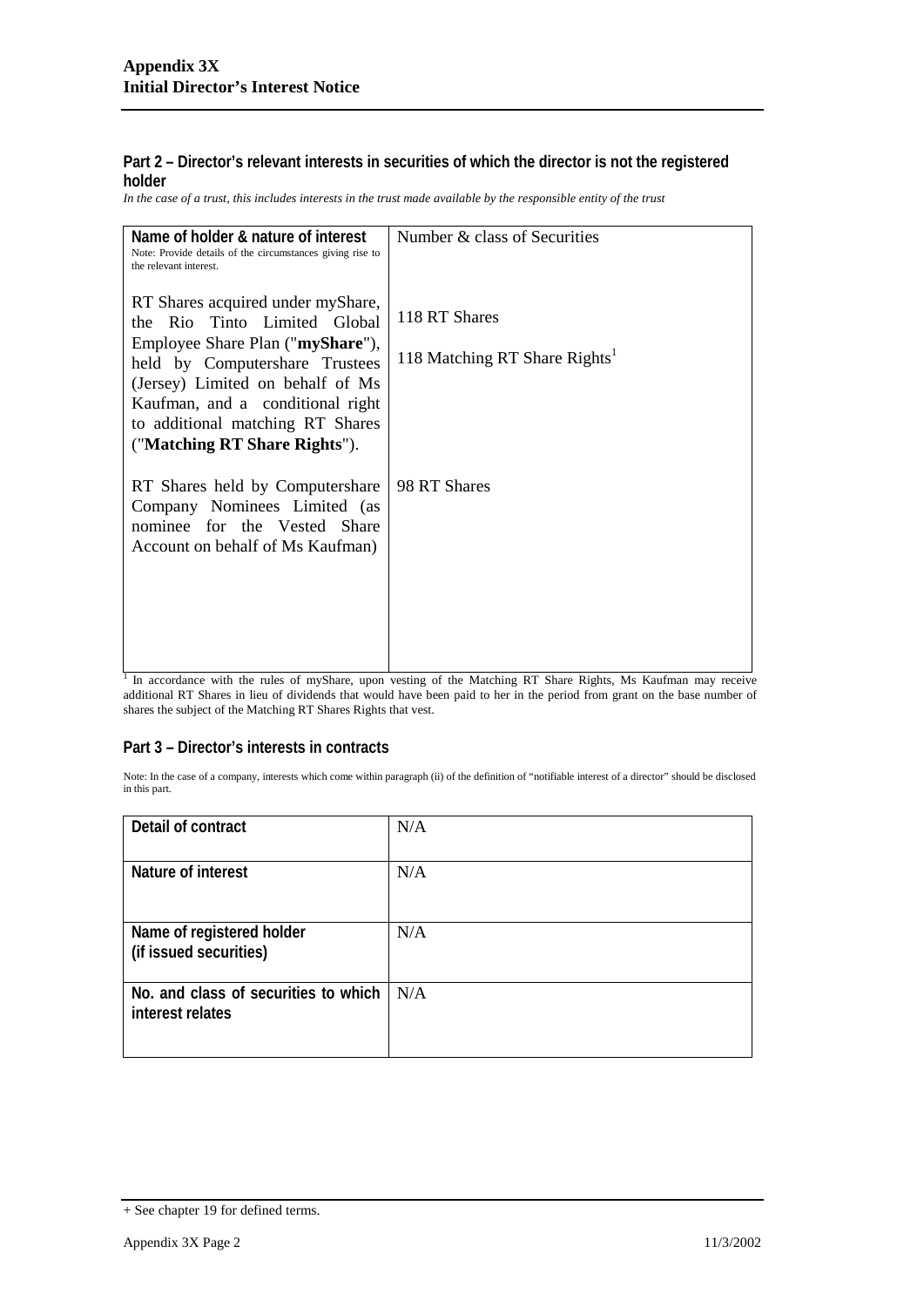## Part 2 – Director's relevant interests in securities of which the director is not the registered holder

*In the case of a trust, this includes interests in the trust made available by the responsible entity of the trust*

| Name of holder & nature of interest<br>Note: Provide details of the circumstances giving rise to the relevant interest. | Number & class of Securities |
|---|---|
| RT Shares acquired under myShare, the Rio Tinto Limited Global Employee Share Plan ("**myShare**"), held by Computershare Trustees (Jersey) Limited on behalf of Ms Kaufman, and a conditional right to additional matching RT Shares ("**Matching RT Share Rights**"). | 118 RT Shares<br><br>118 Matching RT Share Rights[1] |
| RT Shares held by Computershare Company Nominees Limited (as nominee for the Vested Share Account on behalf of Ms Kaufman) | 98 RT Shares |

[1] In accordance with the rules of myShare, upon vesting of the Matching RT Share Rights, Ms Kaufman may receive additional RT Shares in lieu of dividends that would have been paid to her in the period from grant on the base number of shares the subject of the Matching RT Shares Rights that vest.

## Part 3 – Director's interests in contracts

Note: In the case of a company, interests which come within paragraph (ii) of the definition of "notifiable interest of a director" should be disclosed in this part.

| | |
|---|---|
| **Detail of contract** | N/A |
| **Nature of interest** | N/A |
| **Name of registered holder (if issued securities)** | N/A |
| **No. and class of securities to which interest relates** | N/A |

+ See chapter 19 for defined terms.